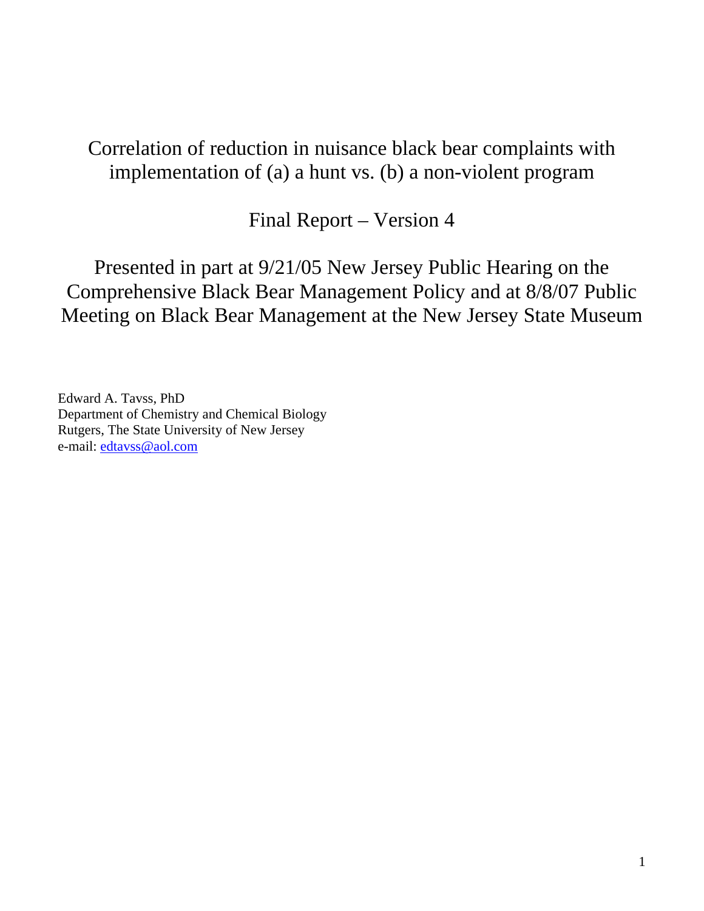# Correlation of reduction in nuisance black bear complaints with implementation of (a) a hunt vs. (b) a non-violent program

## Final Report – Version 4

## Presented in part at 9/21/05 New Jersey Public Hearing on the Comprehensive Black Bear Management Policy and at 8/8/07 Public Meeting on Black Bear Management at the New Jersey State Museum

Edward A. Tavss, PhD
Department of Chemistry and Chemical Biology
Rutgers, The State University of New Jersey
e-mail: edtavss@aol.com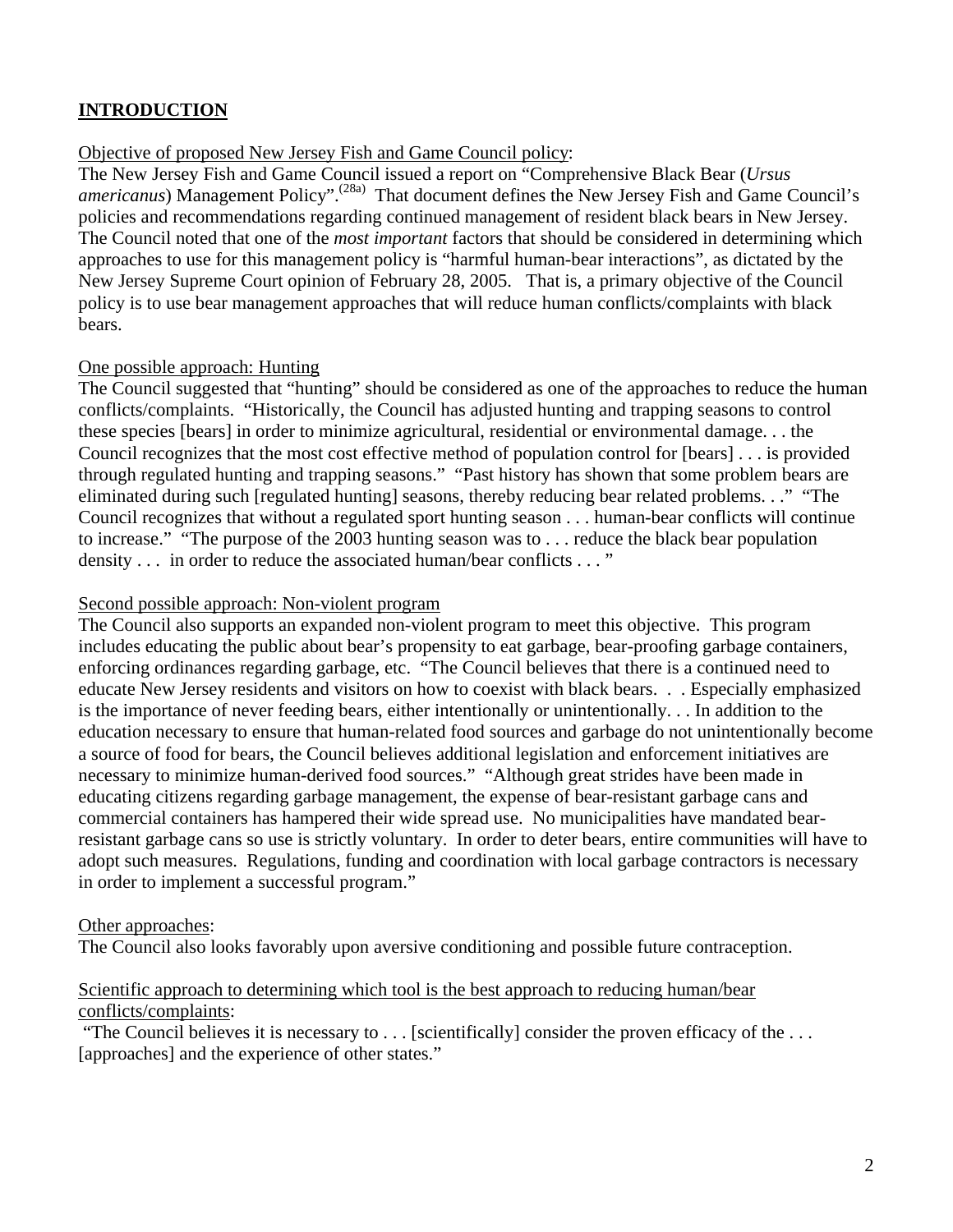## INTRODUCTION

Objective of proposed New Jersey Fish and Game Council policy:

The New Jersey Fish and Game Council issued a report on "Comprehensive Black Bear (*Ursus americanus*) Management Policy".[(28a)] That document defines the New Jersey Fish and Game Council's policies and recommendations regarding continued management of resident black bears in New Jersey. The Council noted that one of the *most important* factors that should be considered in determining which approaches to use for this management policy is "harmful human-bear interactions", as dictated by the New Jersey Supreme Court opinion of February 28, 2005. That is, a primary objective of the Council policy is to use bear management approaches that will reduce human conflicts/complaints with black bears.

One possible approach: Hunting

The Council suggested that "hunting" should be considered as one of the approaches to reduce the human conflicts/complaints. "Historically, the Council has adjusted hunting and trapping seasons to control these species [bears] in order to minimize agricultural, residential or environmental damage. . . the Council recognizes that the most cost effective method of population control for [bears] . . . is provided through regulated hunting and trapping seasons." "Past history has shown that some problem bears are eliminated during such [regulated hunting] seasons, thereby reducing bear related problems. . ." "The Council recognizes that without a regulated sport hunting season . . . human-bear conflicts will continue to increase." "The purpose of the 2003 hunting season was to . . . reduce the black bear population density . . . in order to reduce the associated human/bear conflicts . . . "

Second possible approach: Non-violent program

The Council also supports an expanded non-violent program to meet this objective. This program includes educating the public about bear's propensity to eat garbage, bear-proofing garbage containers, enforcing ordinances regarding garbage, etc. "The Council believes that there is a continued need to educate New Jersey residents and visitors on how to coexist with black bears. . . Especially emphasized is the importance of never feeding bears, either intentionally or unintentionally. . . In addition to the education necessary to ensure that human-related food sources and garbage do not unintentionally become a source of food for bears, the Council believes additional legislation and enforcement initiatives are necessary to minimize human-derived food sources." "Although great strides have been made in educating citizens regarding garbage management, the expense of bear-resistant garbage cans and commercial containers has hampered their wide spread use. No municipalities have mandated bear-resistant garbage cans so use is strictly voluntary. In order to deter bears, entire communities will have to adopt such measures. Regulations, funding and coordination with local garbage contractors is necessary in order to implement a successful program."

Other approaches:

The Council also looks favorably upon aversive conditioning and possible future contraception.

Scientific approach to determining which tool is the best approach to reducing human/bear conflicts/complaints:

"The Council believes it is necessary to . . . [scientifically] consider the proven efficacy of the . . . [approaches] and the experience of other states."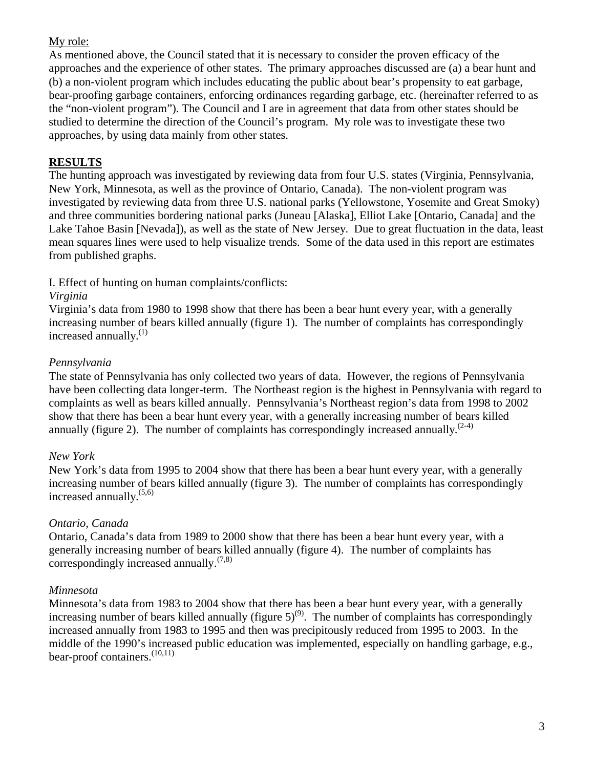My role:

As mentioned above, the Council stated that it is necessary to consider the proven efficacy of the approaches and the experience of other states. The primary approaches discussed are (a) a bear hunt and (b) a non-violent program which includes educating the public about bear's propensity to eat garbage, bear-proofing garbage containers, enforcing ordinances regarding garbage, etc. (hereinafter referred to as the "non-violent program"). The Council and I are in agreement that data from other states should be studied to determine the direction of the Council's program. My role was to investigate these two approaches, by using data mainly from other states.

## RESULTS

The hunting approach was investigated by reviewing data from four U.S. states (Virginia, Pennsylvania, New York, Minnesota, as well as the province of Ontario, Canada). The non-violent program was investigated by reviewing data from three U.S. national parks (Yellowstone, Yosemite and Great Smoky) and three communities bordering national parks (Juneau [Alaska], Elliot Lake [Ontario, Canada] and the Lake Tahoe Basin [Nevada]), as well as the state of New Jersey. Due to great fluctuation in the data, least mean squares lines were used to help visualize trends. Some of the data used in this report are estimates from published graphs.

I. Effect of hunting on human complaints/conflicts:

*Virginia*

Virginia's data from 1980 to 1998 show that there has been a bear hunt every year, with a generally increasing number of bears killed annually (figure 1). The number of complaints has correspondingly increased annually.[1]

*Pennsylvania*

The state of Pennsylvania has only collected two years of data. However, the regions of Pennsylvania have been collecting data longer-term. The Northeast region is the highest in Pennsylvania with regard to complaints as well as bears killed annually. Pennsylvania's Northeast region's data from 1998 to 2002 show that there has been a bear hunt every year, with a generally increasing number of bears killed annually (figure 2). The number of complaints has correspondingly increased annually.[2-4]

*New York*

New York's data from 1995 to 2004 show that there has been a bear hunt every year, with a generally increasing number of bears killed annually (figure 3). The number of complaints has correspondingly increased annually.[5,6]

*Ontario, Canada*

Ontario, Canada's data from 1989 to 2000 show that there has been a bear hunt every year, with a generally increasing number of bears killed annually (figure 4). The number of complaints has correspondingly increased annually.[7,8]

*Minnesota*

Minnesota's data from 1983 to 2004 show that there has been a bear hunt every year, with a generally increasing number of bears killed annually (figure 5)[9]. The number of complaints has correspondingly increased annually from 1983 to 1995 and then was precipitously reduced from 1995 to 2003. In the middle of the 1990's increased public education was implemented, especially on handling garbage, e.g., bear-proof containers.[10,11]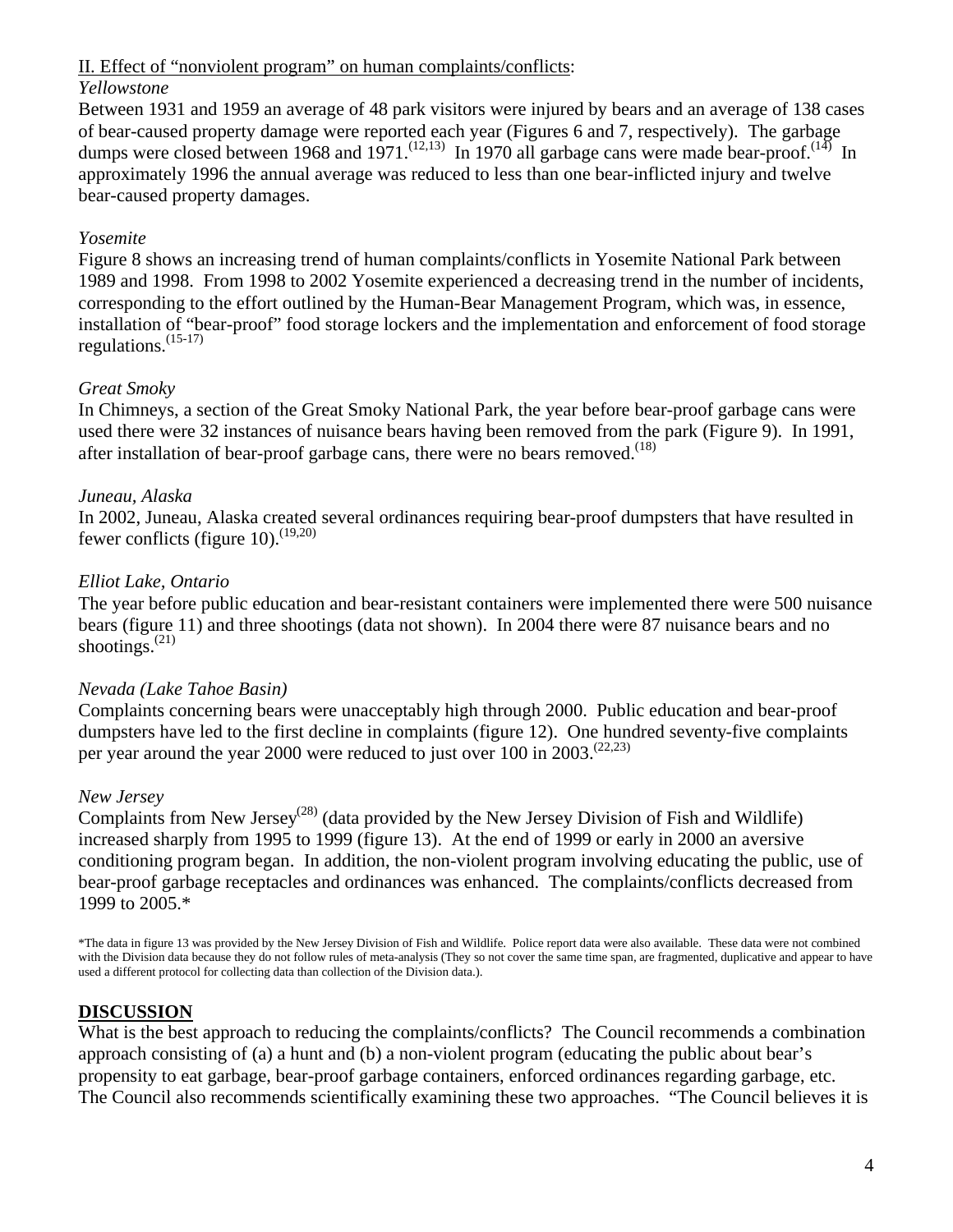II. Effect of "nonviolent program" on human complaints/conflicts:

*Yellowstone*

Between 1931 and 1959 an average of 48 park visitors were injured by bears and an average of 138 cases of bear-caused property damage were reported each year (Figures 6 and 7, respectively). The garbage dumps were closed between 1968 and 1971.[12,13] In 1970 all garbage cans were made bear-proof.[14] In approximately 1996 the annual average was reduced to less than one bear-inflicted injury and twelve bear-caused property damages.

*Yosemite*

Figure 8 shows an increasing trend of human complaints/conflicts in Yosemite National Park between 1989 and 1998. From 1998 to 2002 Yosemite experienced a decreasing trend in the number of incidents, corresponding to the effort outlined by the Human-Bear Management Program, which was, in essence, installation of "bear-proof" food storage lockers and the implementation and enforcement of food storage regulations.[15-17]

*Great Smoky*

In Chimneys, a section of the Great Smoky National Park, the year before bear-proof garbage cans were used there were 32 instances of nuisance bears having been removed from the park (Figure 9). In 1991, after installation of bear-proof garbage cans, there were no bears removed.[18]

*Juneau, Alaska*

In 2002, Juneau, Alaska created several ordinances requiring bear-proof dumpsters that have resulted in fewer conflicts (figure 10).[19,20]

*Elliot Lake, Ontario*

The year before public education and bear-resistant containers were implemented there were 500 nuisance bears (figure 11) and three shootings (data not shown). In 2004 there were 87 nuisance bears and no shootings.[21]

*Nevada (Lake Tahoe Basin)*

Complaints concerning bears were unacceptably high through 2000. Public education and bear-proof dumpsters have led to the first decline in complaints (figure 12). One hundred seventy-five complaints per year around the year 2000 were reduced to just over 100 in 2003.[22,23]

*New Jersey*

Complaints from New Jersey[28] (data provided by the New Jersey Division of Fish and Wildlife) increased sharply from 1995 to 1999 (figure 13). At the end of 1999 or early in 2000 an aversive conditioning program began. In addition, the non-violent program involving educating the public, use of bear-proof garbage receptacles and ordinances was enhanced. The complaints/conflicts decreased from 1999 to 2005.*

*The data in figure 13 was provided by the New Jersey Division of Fish and Wildlife. Police report data were also available. These data were not combined with the Division data because they do not follow rules of meta-analysis (They so not cover the same time span, are fragmented, duplicative and appear to have used a different protocol for collecting data than collection of the Division data.).

## DISCUSSION

What is the best approach to reducing the complaints/conflicts? The Council recommends a combination approach consisting of (a) a hunt and (b) a non-violent program (educating the public about bear's propensity to eat garbage, bear-proof garbage containers, enforced ordinances regarding garbage, etc. The Council also recommends scientifically examining these two approaches. "The Council believes it is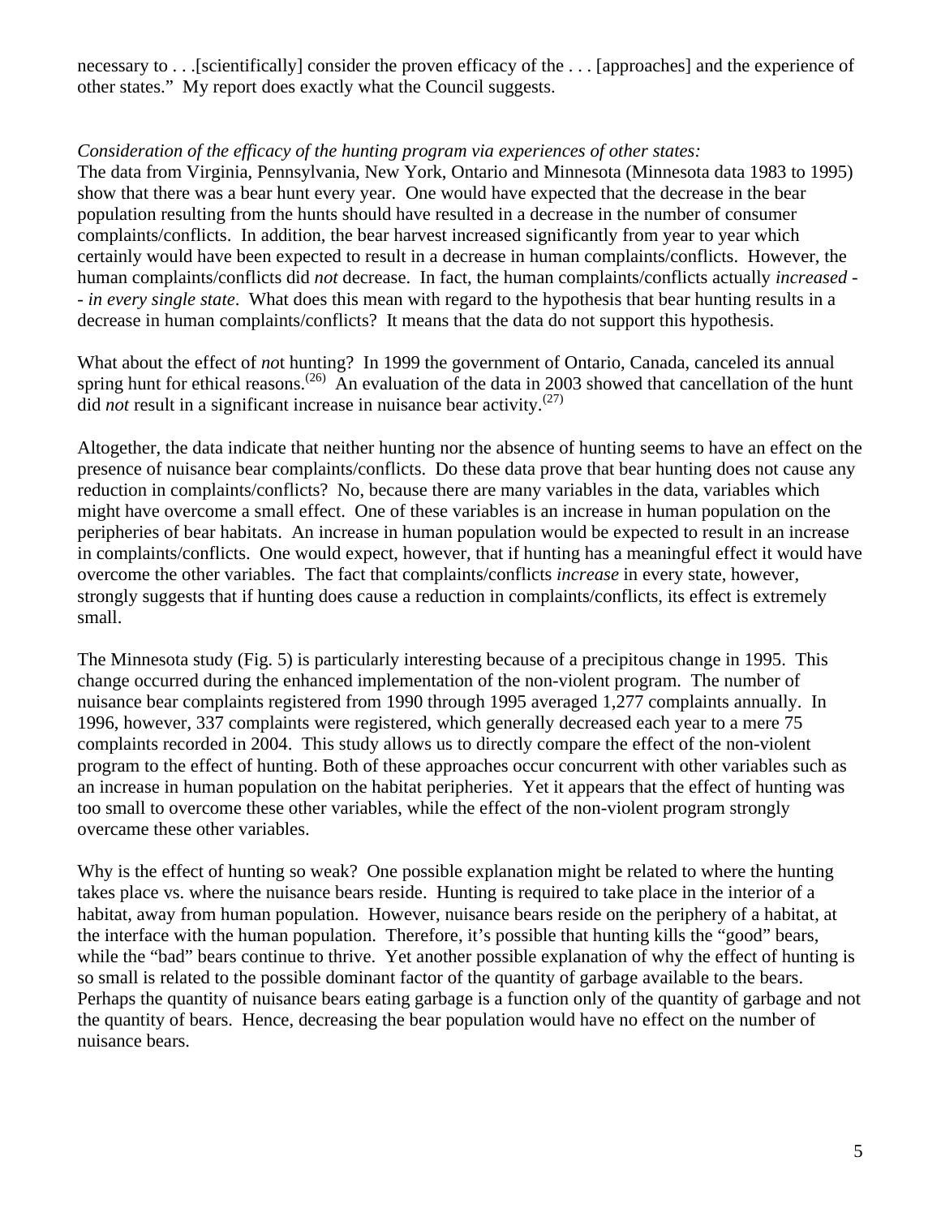necessary to . . .[scientifically] consider the proven efficacy of the . . . [approaches] and the experience of other states." My report does exactly what the Council suggests.

*Consideration of the efficacy of the hunting program via experiences of other states:*
The data from Virginia, Pennsylvania, New York, Ontario and Minnesota (Minnesota data 1983 to 1995) show that there was a bear hunt every year. One would have expected that the decrease in the bear population resulting from the hunts should have resulted in a decrease in the number of consumer complaints/conflicts. In addition, the bear harvest increased significantly from year to year which certainly would have been expected to result in a decrease in human complaints/conflicts. However, the human complaints/conflicts did *not* decrease. In fact, the human complaints/conflicts actually *increased -- in every single state*. What does this mean with regard to the hypothesis that bear hunting results in a decrease in human complaints/conflicts? It means that the data do not support this hypothesis.

What about the effect of *not* hunting? In 1999 the government of Ontario, Canada, canceled its annual spring hunt for ethical reasons.[26] An evaluation of the data in 2003 showed that cancellation of the hunt did *not* result in a significant increase in nuisance bear activity.[27]

Altogether, the data indicate that neither hunting nor the absence of hunting seems to have an effect on the presence of nuisance bear complaints/conflicts. Do these data prove that bear hunting does not cause any reduction in complaints/conflicts? No, because there are many variables in the data, variables which might have overcome a small effect. One of these variables is an increase in human population on the peripheries of bear habitats. An increase in human population would be expected to result in an increase in complaints/conflicts. One would expect, however, that if hunting has a meaningful effect it would have overcome the other variables. The fact that complaints/conflicts *increase* in every state, however, strongly suggests that if hunting does cause a reduction in complaints/conflicts, its effect is extremely small.

The Minnesota study (Fig. 5) is particularly interesting because of a precipitous change in 1995. This change occurred during the enhanced implementation of the non-violent program. The number of nuisance bear complaints registered from 1990 through 1995 averaged 1,277 complaints annually. In 1996, however, 337 complaints were registered, which generally decreased each year to a mere 75 complaints recorded in 2004. This study allows us to directly compare the effect of the non-violent program to the effect of hunting. Both of these approaches occur concurrent with other variables such as an increase in human population on the habitat peripheries. Yet it appears that the effect of hunting was too small to overcome these other variables, while the effect of the non-violent program strongly overcame these other variables.

Why is the effect of hunting so weak? One possible explanation might be related to where the hunting takes place vs. where the nuisance bears reside. Hunting is required to take place in the interior of a habitat, away from human population. However, nuisance bears reside on the periphery of a habitat, at the interface with the human population. Therefore, it's possible that hunting kills the "good" bears, while the "bad" bears continue to thrive. Yet another possible explanation of why the effect of hunting is so small is related to the possible dominant factor of the quantity of garbage available to the bears. Perhaps the quantity of nuisance bears eating garbage is a function only of the quantity of garbage and not the quantity of bears. Hence, decreasing the bear population would have no effect on the number of nuisance bears.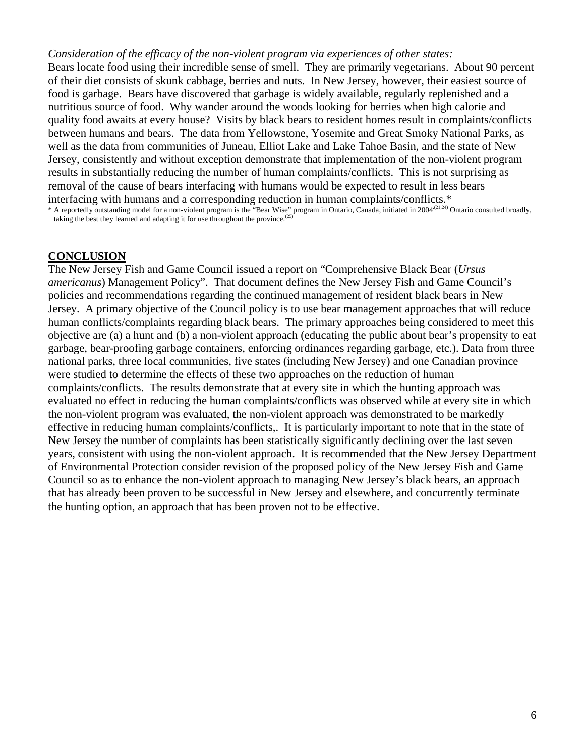*Consideration of the efficacy of the non-violent program via experiences of other states:*

Bears locate food using their incredible sense of smell. They are primarily vegetarians. About 90 percent of their diet consists of skunk cabbage, berries and nuts. In New Jersey, however, their easiest source of food is garbage. Bears have discovered that garbage is widely available, regularly replenished and a nutritious source of food. Why wander around the woods looking for berries when high calorie and quality food awaits at every house? Visits by black bears to resident homes result in complaints/conflicts between humans and bears. The data from Yellowstone, Yosemite and Great Smoky National Parks, as well as the data from communities of Juneau, Elliot Lake and Lake Tahoe Basin, and the state of New Jersey, consistently and without exception demonstrate that implementation of the non-violent program results in substantially reducing the number of human complaints/conflicts. This is not surprising as removal of the cause of bears interfacing with humans would be expected to result in less bears interfacing with humans and a corresponding reduction in human complaints/conflicts.*

\* A reportedly outstanding model for a non-violent program is the "Bear Wise" program in Ontario, Canada, initiated in 2004[21,24] Ontario consulted broadly, taking the best they learned and adapting it for use throughout the province.[25]

## CONCLUSION

The New Jersey Fish and Game Council issued a report on "Comprehensive Black Bear (*Ursus americanus*) Management Policy". That document defines the New Jersey Fish and Game Council's policies and recommendations regarding the continued management of resident black bears in New Jersey. A primary objective of the Council policy is to use bear management approaches that will reduce human conflicts/complaints regarding black bears. The primary approaches being considered to meet this objective are (a) a hunt and (b) a non-violent approach (educating the public about bear's propensity to eat garbage, bear-proofing garbage containers, enforcing ordinances regarding garbage, etc.). Data from three national parks, three local communities, five states (including New Jersey) and one Canadian province were studied to determine the effects of these two approaches on the reduction of human complaints/conflicts. The results demonstrate that at every site in which the hunting approach was evaluated no effect in reducing the human complaints/conflicts was observed while at every site in which the non-violent program was evaluated, the non-violent approach was demonstrated to be markedly effective in reducing human complaints/conflicts,. It is particularly important to note that in the state of New Jersey the number of complaints has been statistically significantly declining over the last seven years, consistent with using the non-violent approach. It is recommended that the New Jersey Department of Environmental Protection consider revision of the proposed policy of the New Jersey Fish and Game Council so as to enhance the non-violent approach to managing New Jersey's black bears, an approach that has already been proven to be successful in New Jersey and elsewhere, and concurrently terminate the hunting option, an approach that has been proven not to be effective.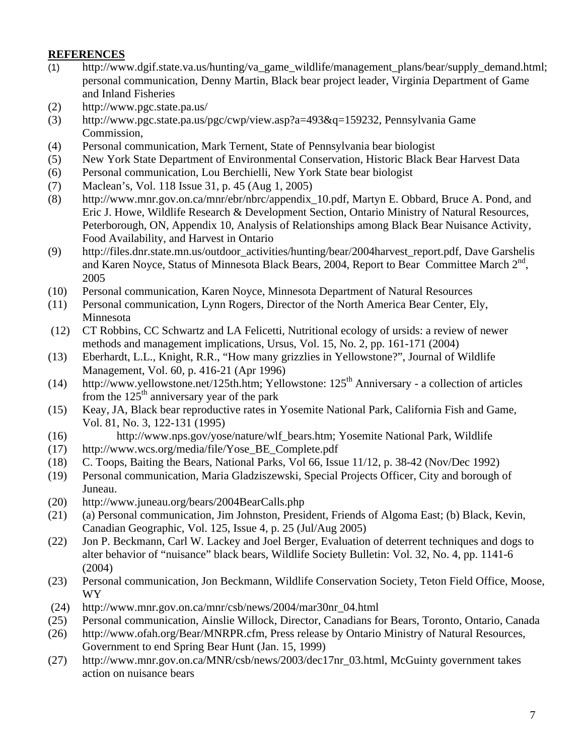## REFERENCES

(1) http://www.dgif.state.va.us/hunting/va_game_wildlife/management_plans/bear/supply_demand.html; personal communication, Denny Martin, Black bear project leader, Virginia Department of Game and Inland Fisheries

(2) http://www.pgc.state.pa.us/

(3) http://www.pgc.state.pa.us/pgc/cwp/view.asp?a=493&q=159232, Pennsylvania Game Commission,

(4) Personal communication, Mark Ternent, State of Pennsylvania bear biologist

(5) New York State Department of Environmental Conservation, Historic Black Bear Harvest Data

(6) Personal communication, Lou Berchielli, New York State bear biologist

(7) Maclean's, Vol. 118 Issue 31, p. 45 (Aug 1, 2005)

(8) http://www.mnr.gov.on.ca/mnr/ebr/nbrc/appendix_10.pdf, Martyn E. Obbard, Bruce A. Pond, and Eric J. Howe, Wildlife Research & Development Section, Ontario Ministry of Natural Resources, Peterborough, ON, Appendix 10, Analysis of Relationships among Black Bear Nuisance Activity, Food Availability, and Harvest in Ontario

(9) http://files.dnr.state.mn.us/outdoor_activities/hunting/bear/2004harvest_report.pdf, Dave Garshelis and Karen Noyce, Status of Minnesota Black Bears, 2004, Report to Bear Committee March 2nd, 2005

(10) Personal communication, Karen Noyce, Minnesota Department of Natural Resources

(11) Personal communication, Lynn Rogers, Director of the North America Bear Center, Ely, Minnesota

(12) CT Robbins, CC Schwartz and LA Felicetti, Nutritional ecology of ursids: a review of newer methods and management implications, Ursus, Vol. 15, No. 2, pp. 161-171 (2004)

(13) Eberhardt, L.L., Knight, R.R., "How many grizzlies in Yellowstone?", Journal of Wildlife Management, Vol. 60, p. 416-21 (Apr 1996)

(14) http://www.yellowstone.net/125th.htm; Yellowstone: 125th Anniversary - a collection of articles from the 125th anniversary year of the park

(15) Keay, JA, Black bear reproductive rates in Yosemite National Park, California Fish and Game, Vol. 81, No. 3, 122-131 (1995)

(16) http://www.nps.gov/yose/nature/wlf_bears.htm; Yosemite National Park, Wildlife

(17) http://www.wcs.org/media/file/Yose_BE_Complete.pdf

(18) C. Toops, Baiting the Bears, National Parks, Vol 66, Issue 11/12, p. 38-42 (Nov/Dec 1992)

(19) Personal communication, Maria Gladziszewski, Special Projects Officer, City and borough of Juneau.

(20) http://www.juneau.org/bears/2004BearCalls.php

(21) (a) Personal communication, Jim Johnston, President, Friends of Algoma East; (b) Black, Kevin, Canadian Geographic, Vol. 125, Issue 4, p. 25 (Jul/Aug 2005)

(22) Jon P. Beckmann, Carl W. Lackey and Joel Berger, Evaluation of deterrent techniques and dogs to alter behavior of "nuisance" black bears, Wildlife Society Bulletin: Vol. 32, No. 4, pp. 1141-6 (2004)

(23) Personal communication, Jon Beckmann, Wildlife Conservation Society, Teton Field Office, Moose, WY

(24) http://www.mnr.gov.on.ca/mnr/csb/news/2004/mar30nr_04.html

(25) Personal communication, Ainslie Willock, Director, Canadians for Bears, Toronto, Ontario, Canada

(26) http://www.ofah.org/Bear/MNRPR.cfm, Press release by Ontario Ministry of Natural Resources, Government to end Spring Bear Hunt (Jan. 15, 1999)

(27) http://www.mnr.gov.on.ca/MNR/csb/news/2003/dec17nr_03.html, McGuinty government takes action on nuisance bears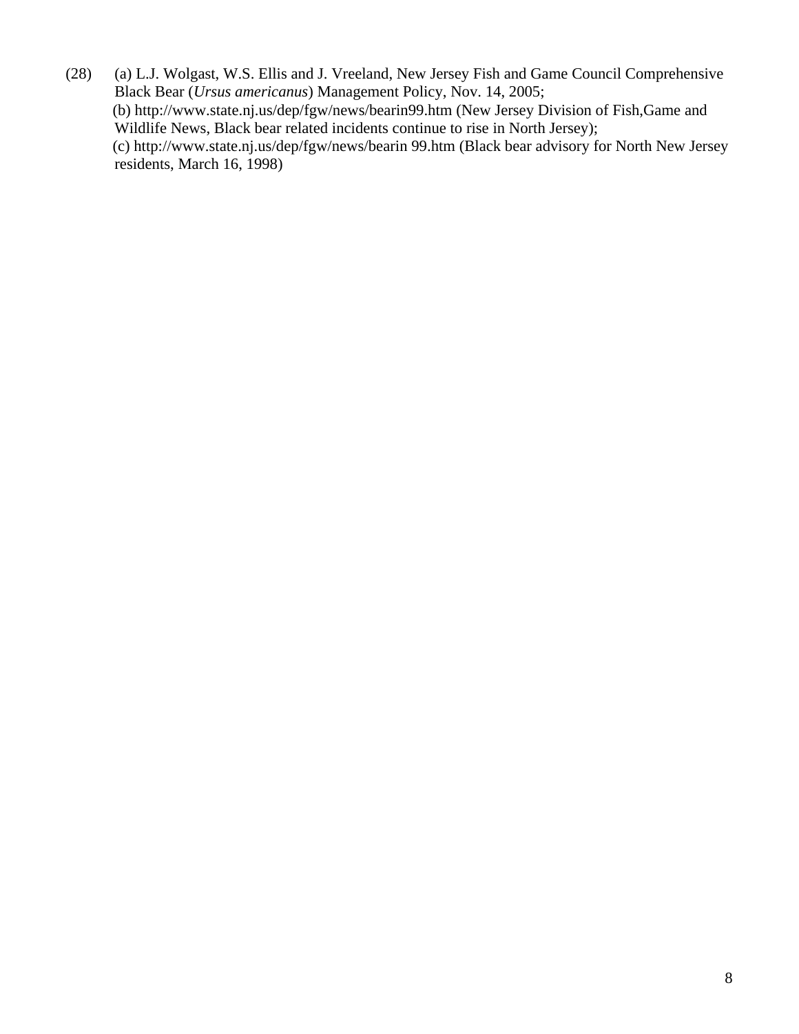(28) (a) L.J. Wolgast, W.S. Ellis and J. Vreeland, New Jersey Fish and Game Council Comprehensive Black Bear (*Ursus americanus*) Management Policy, Nov. 14, 2005;
(b) http://www.state.nj.us/dep/fgw/news/bearin99.htm (New Jersey Division of Fish,Game and Wildlife News, Black bear related incidents continue to rise in North Jersey);
(c) http://www.state.nj.us/dep/fgw/news/bearin 99.htm (Black bear advisory for North New Jersey residents, March 16, 1998)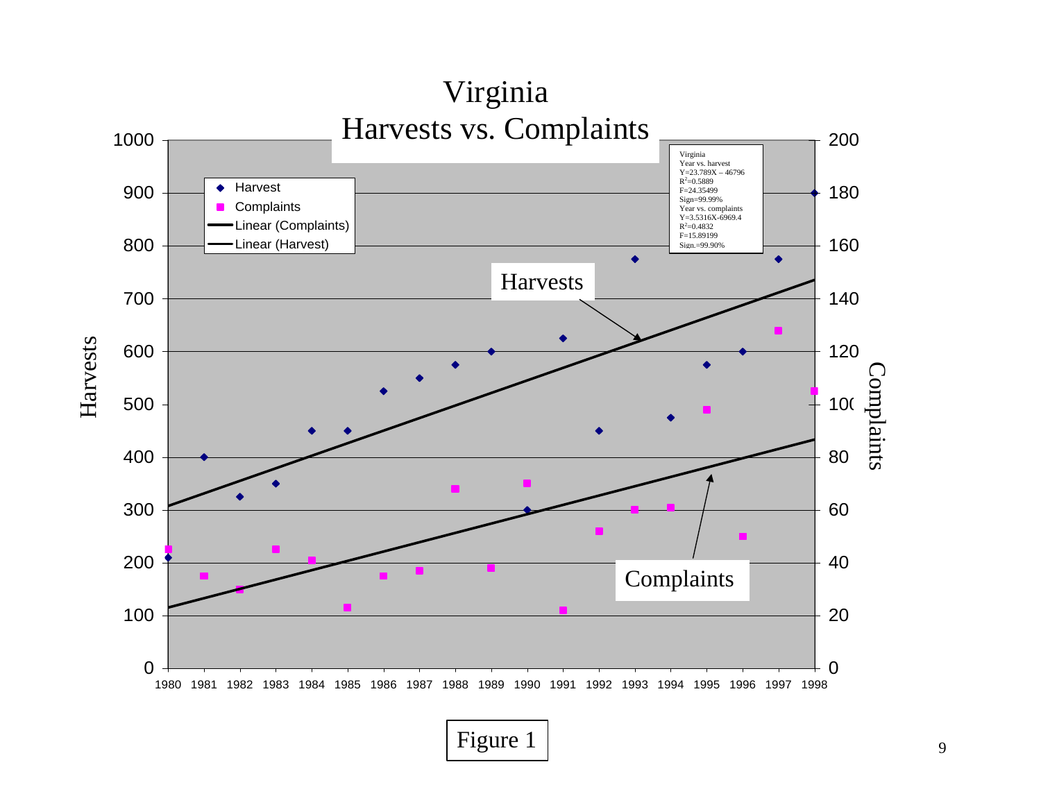# Virginia
## Harvests vs. Complaints

Virginia
Year vs. harvest
Y=23.789X – 46796
$R^2$=0.5889
F=24.35499
Sign=99.99%
Year vs. complaints
Y=3.5316X-6969.4
$R^2$=0.4832
F=15.89199
Sign.=99.90%

Figure 1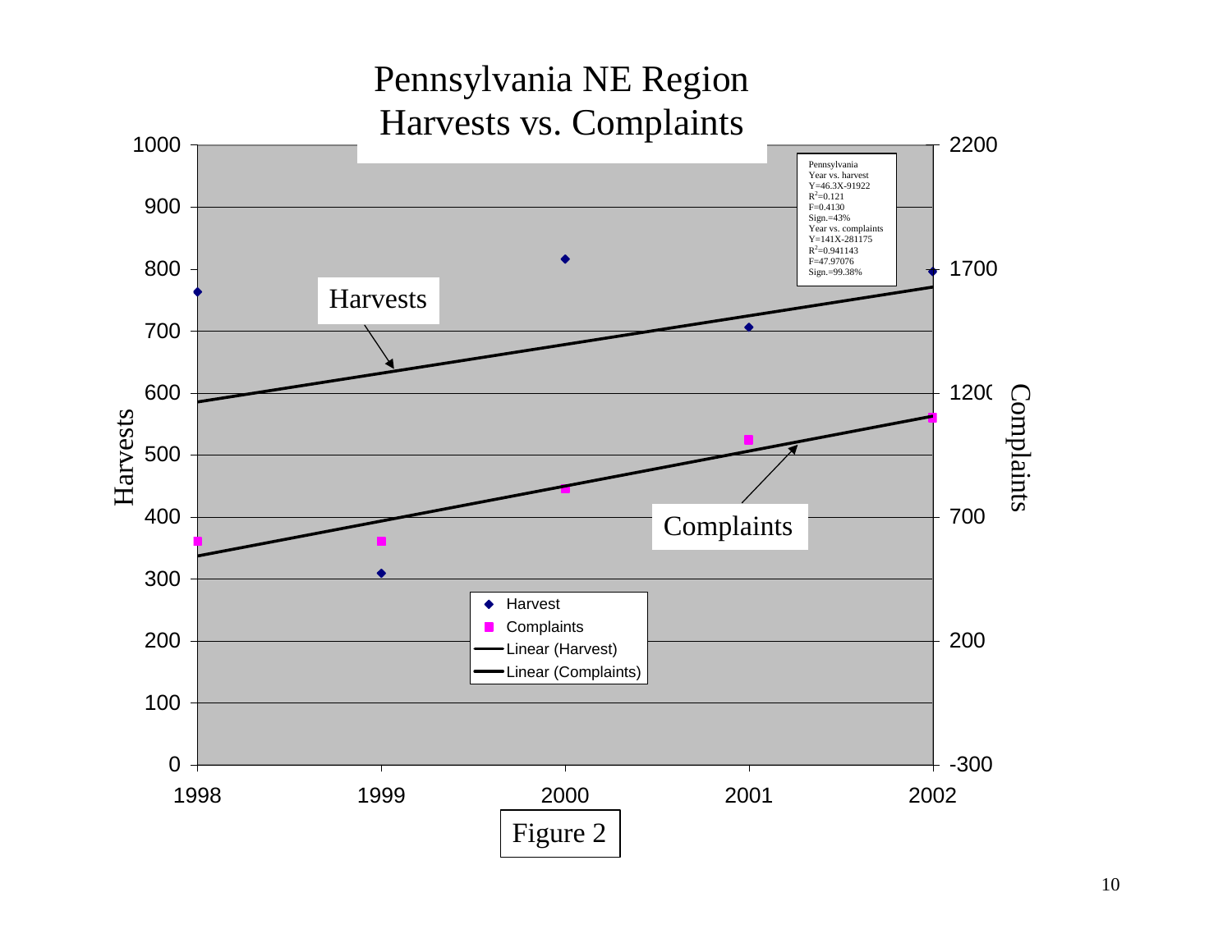# Pennsylvania NE Region
## Harvests vs. Complaints

Pennsylvania
Year vs. harvest
Y=46.3X-91922
$R^2$=0.121
F=0.4130
Sign.=43%
Year vs. complaints
Y=141X-281175
$R^2$=0.941143
F=47.97076
Sign.=99.38%

Harvests

Complaints

- Harvest
- Complaints
- Linear (Harvest)
- Linear (Complaints)

Figure 2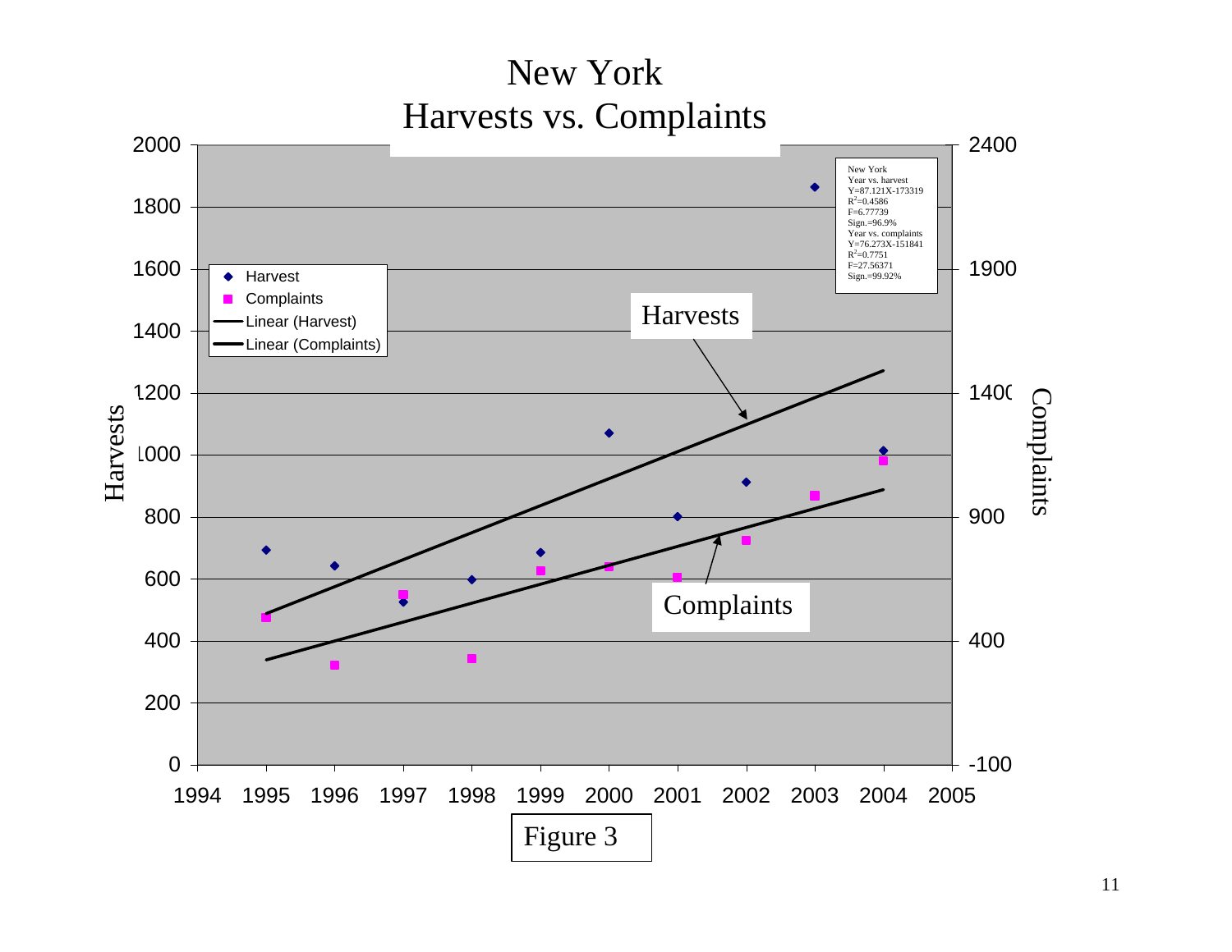# New York
# Harvests vs. Complaints

New York
Year vs. harvest
Y=87.121X-173319
$R^2$=0.4586
F=6.77739
Sign.=96.9%
Year vs. complaints
Y=76.273X-151841
$R^2$=0.7751
F=27.56371
Sign.=99.92%

Figure 3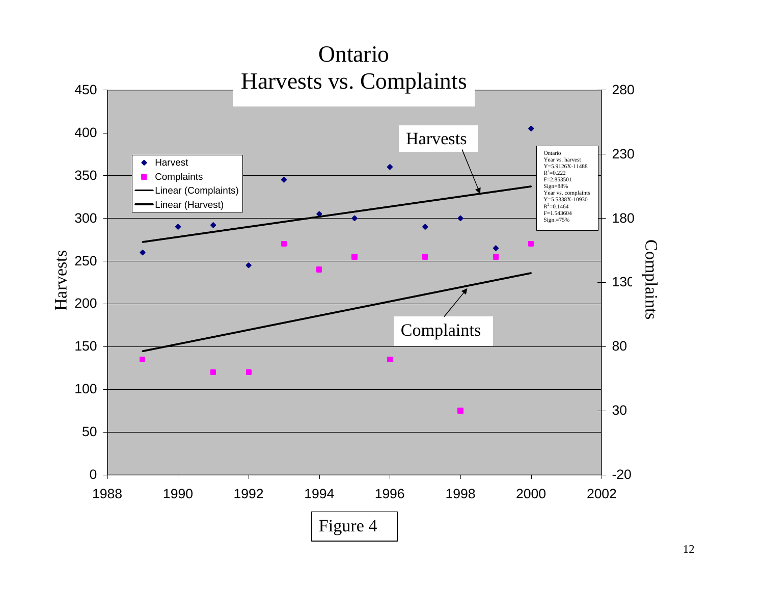# Ontario
## Harvests vs. Complaints

Ontario
Year vs. harvest
Y=5.9126X-11488
$R^2$=0.222
F=2.853501
Sign=88%
Year vs. complaints
Y=5.5338X-10930
$R^2$=0.1464
F=1.543604
Sign.=75%

Figure 4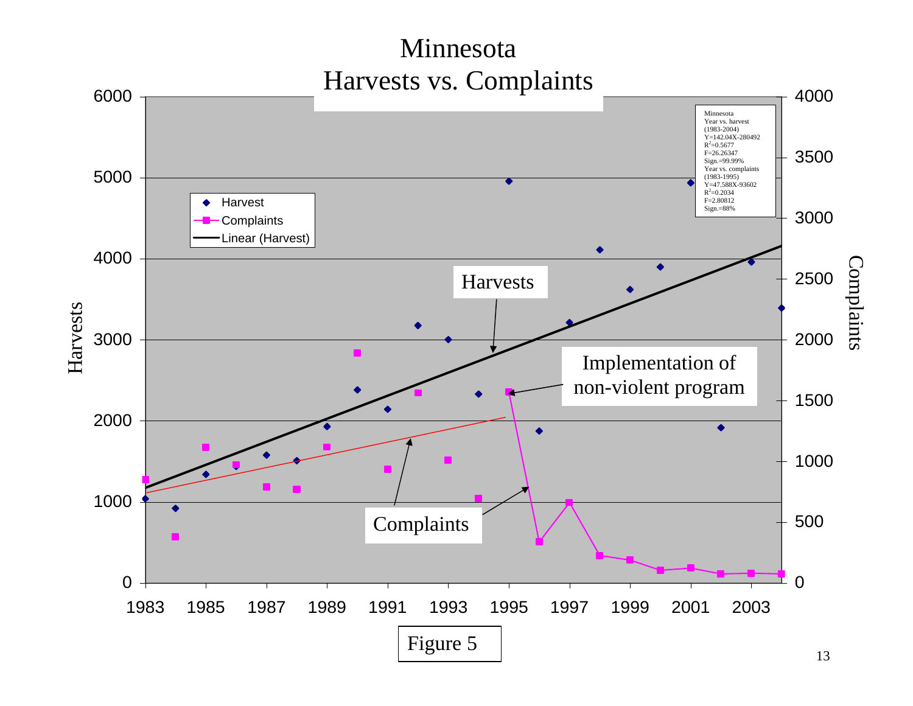# Minnesota
## Harvests vs. Complaints

Minnesota
Year vs. harvest
(1983-2004)
Y=142.04X-280492
$R^2$=0.5677
F=26.26347
Sign.=99.99%
Year vs. complaints
(1983-1995)
Y=47.588X-93602
$R^2$=0.2034
F=2.80812
Sign.=88%

- Harvest
- Complaints
- Linear (Harvest)

Harvests

Implementation of non-violent program

Complaints

Figure 5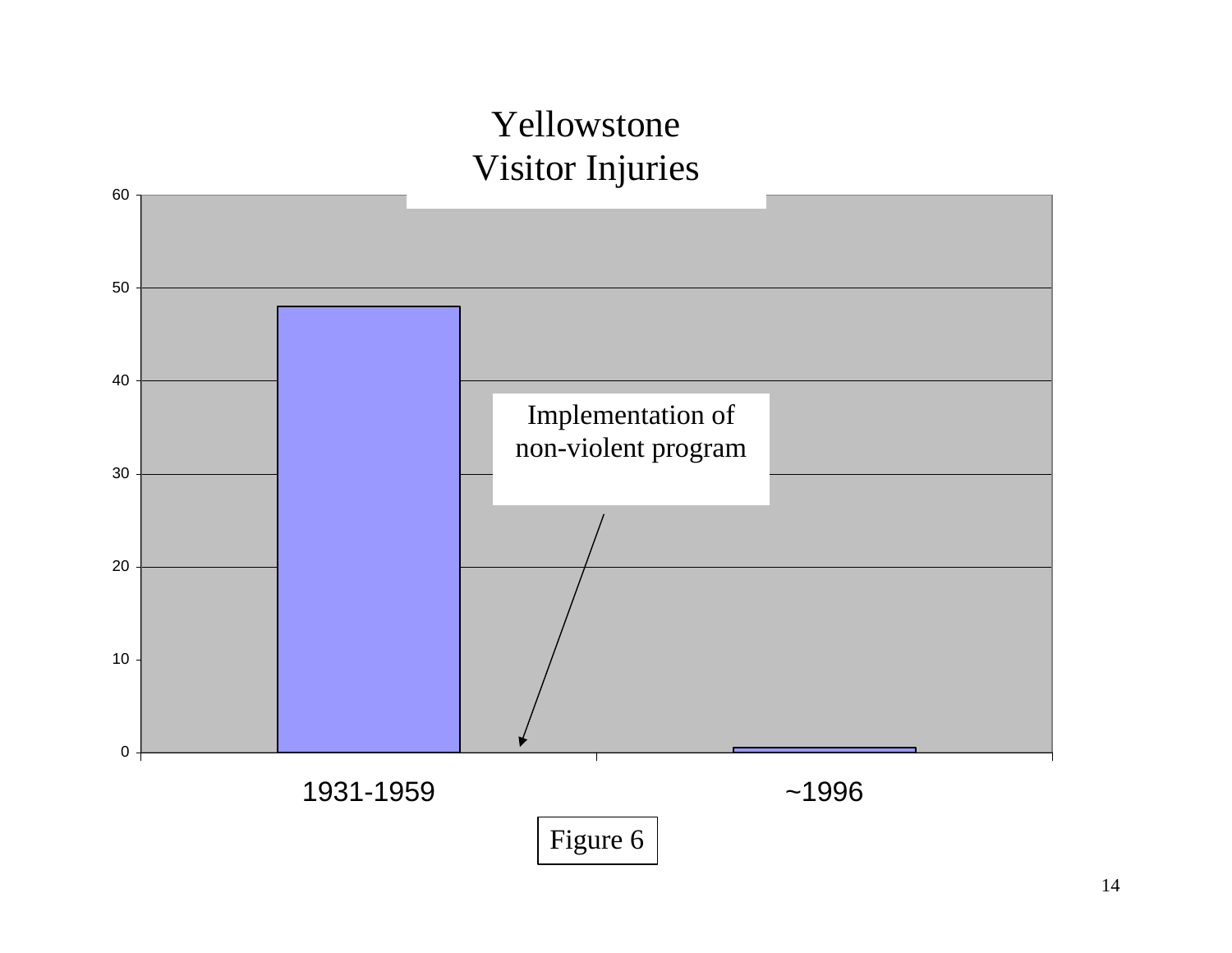# Yellowstone Visitor Injuries

| Period | Visitor Injuries |
| --- | --- |
| 1931-1959 | ~48 |
| ~1996 | ~0.5 |

Implementation of non-violent program

Figure 6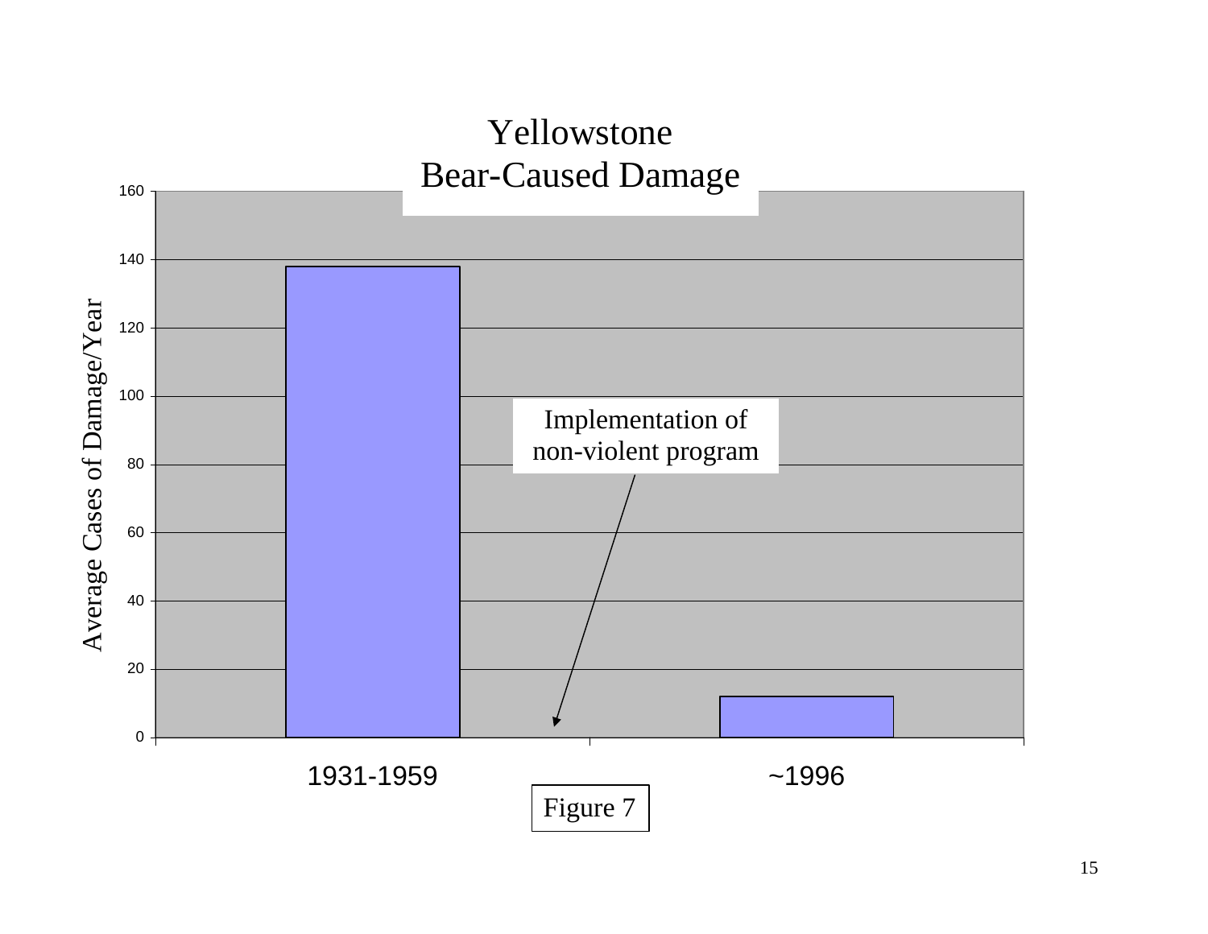Yellowstone
Bear-Caused Damage

| Period | Average Cases of Damage/Year |
| --- | --- |
| 1931-1959 | ~138 |
| ~1996 | ~12 |

Implementation of non-violent program

Figure 7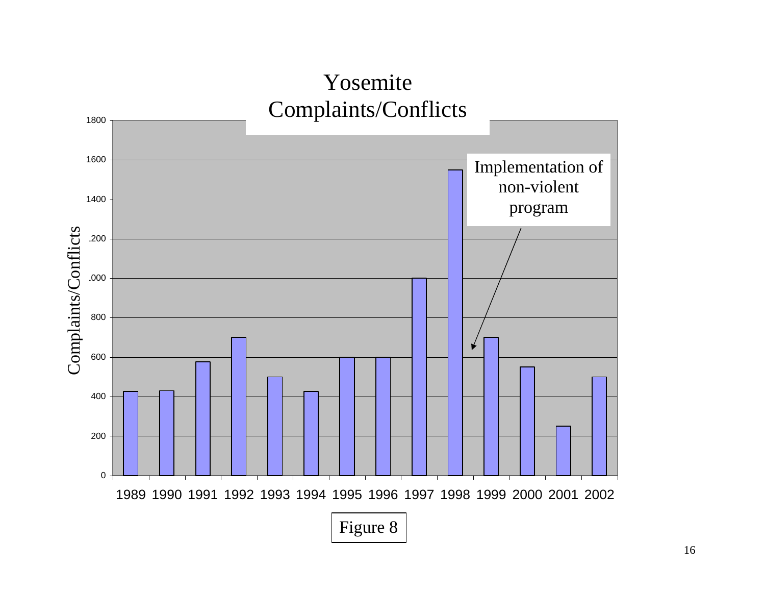# Yosemite Complaints/Conflicts

| Year | Complaints/Conflicts |
|---|---|
| 1989 | 425 |
| 1990 | 430 |
| 1991 | 575 |
| 1992 | 700 |
| 1993 | 500 |
| 1994 | 425 |
| 1995 | 600 |
| 1996 | 600 |
| 1997 | 1000 |
| 1998 | 1550 |
| 1999 | 700 |
| 2000 | 550 |
| 2001 | 250 |
| 2002 | 500 |

Implementation of non-violent program (1999)

Figure 8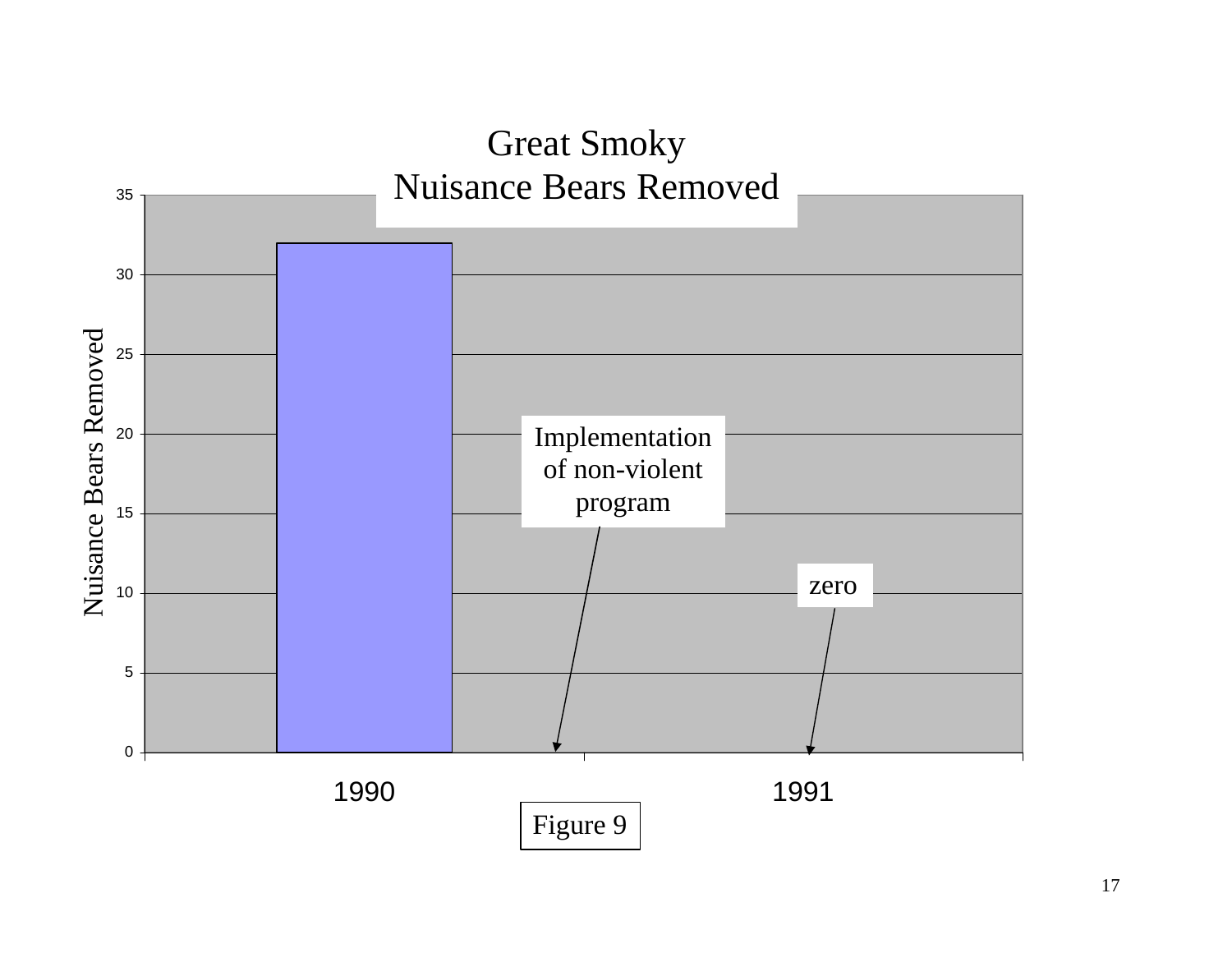# Great Smoky Nuisance Bears Removed

| Year | Nuisance Bears Removed |
|---|---|
| 1990 | 32 |
| 1991 | zero |

Implementation of non-violent program

Figure 9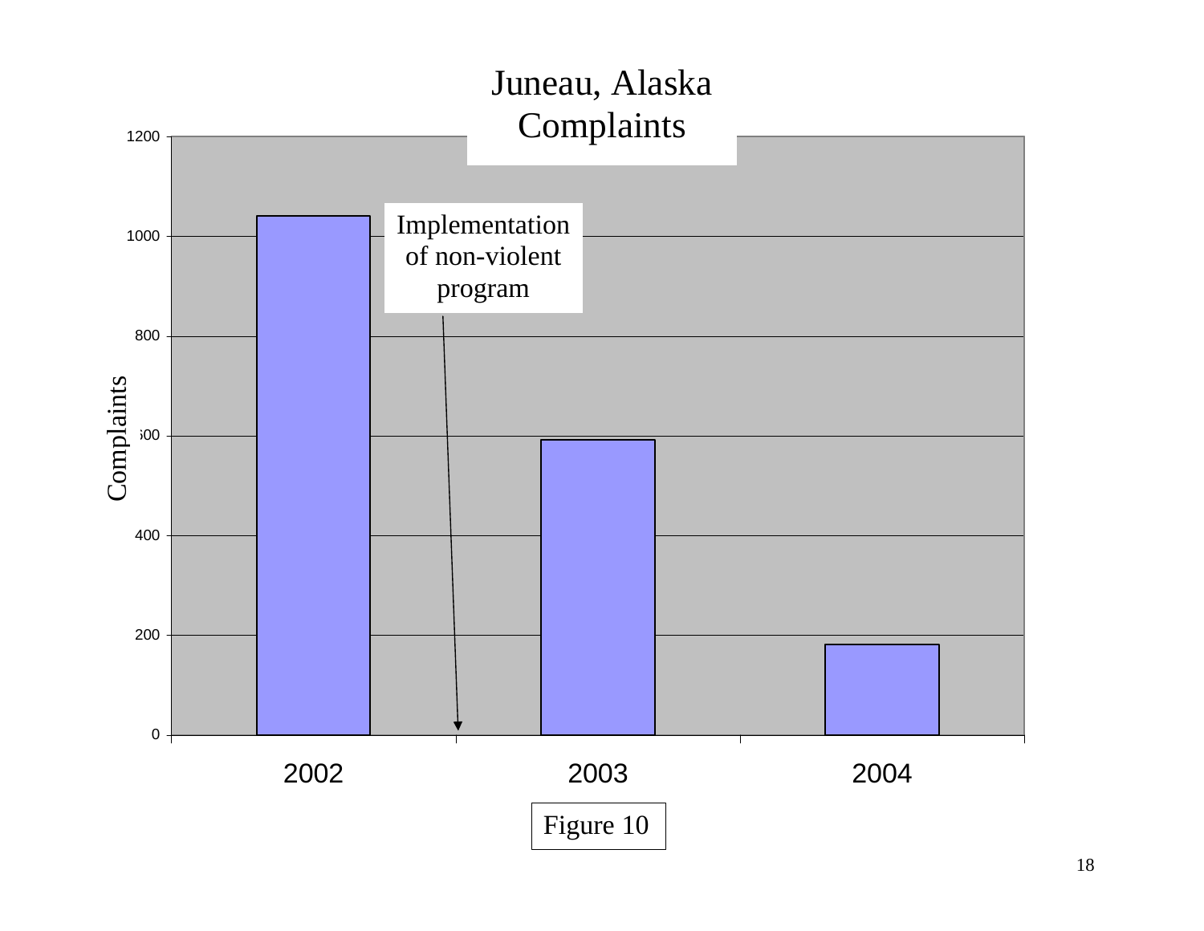# Juneau, Alaska Complaints

| Year | Complaints |
| --- | --- |
| 2002 | ~1040 |
| 2003 | ~590 |
| 2004 | ~180 |

Implementation of non-violent program (between 2002 and 2003)

Figure 10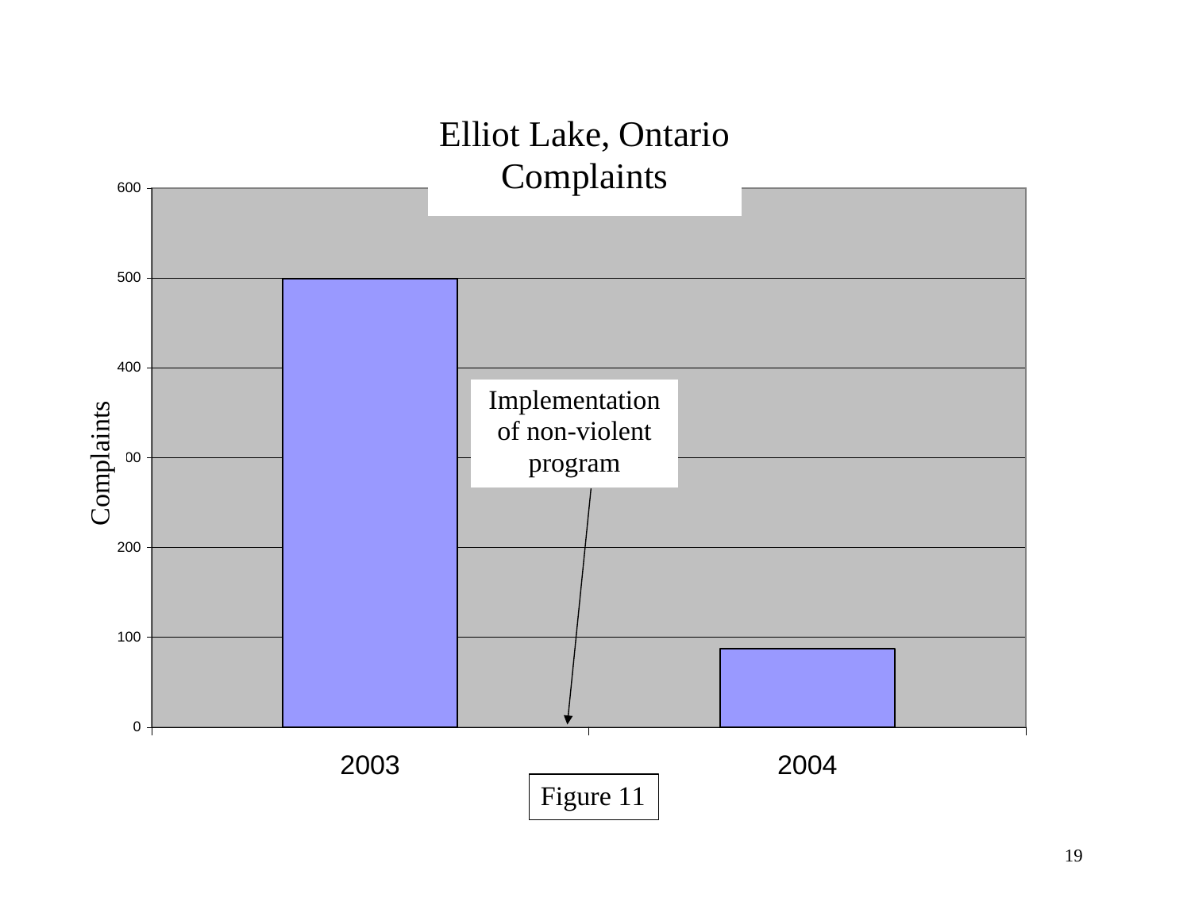# Elliot Lake, Ontario Complaints

Complaints

600

500

400

300

200

100

0

Implementation of non-violent program

2003

2004

Figure 11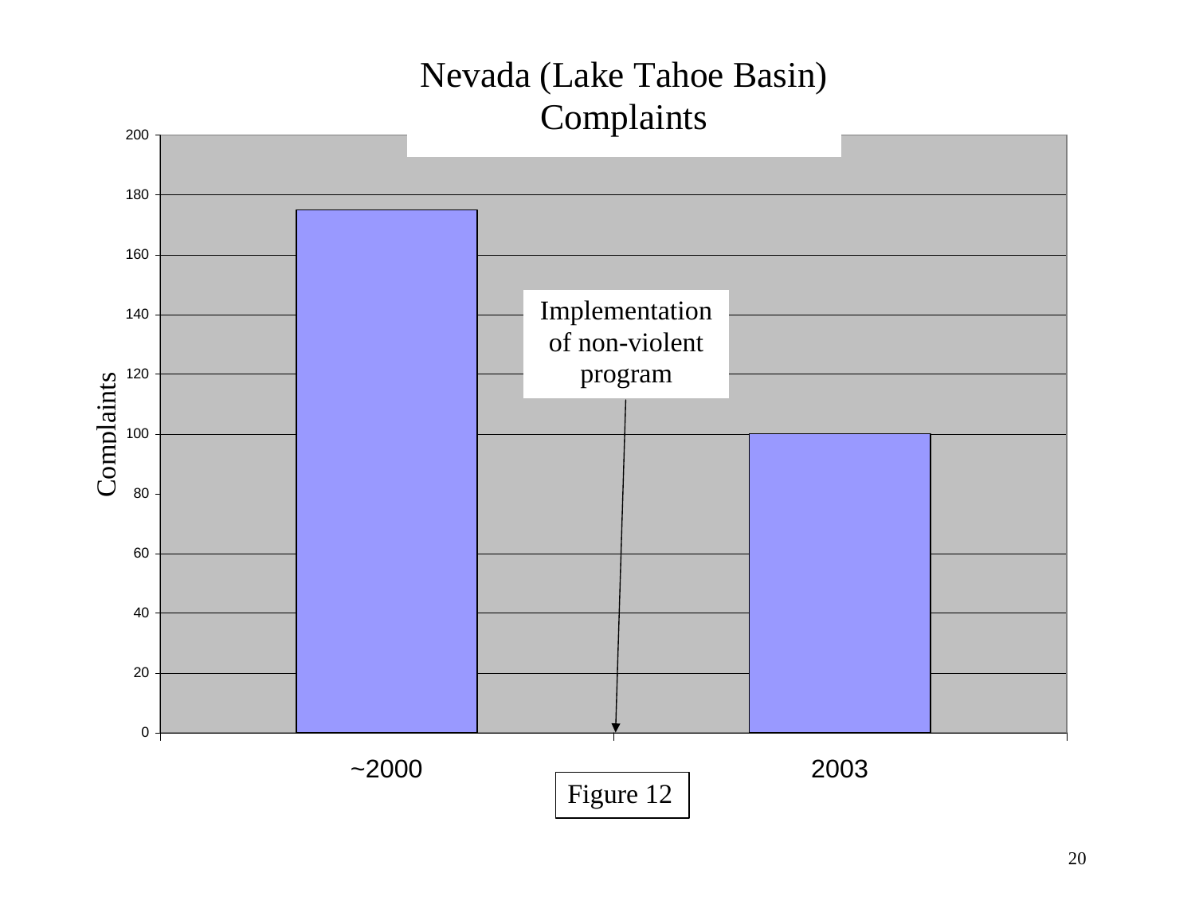# Nevada (Lake Tahoe Basin) Complaints

| | Complaints |
|---|---|
| ~2000 | 175 |
| 2003 | 100 |

Implementation of non-violent program

Figure 12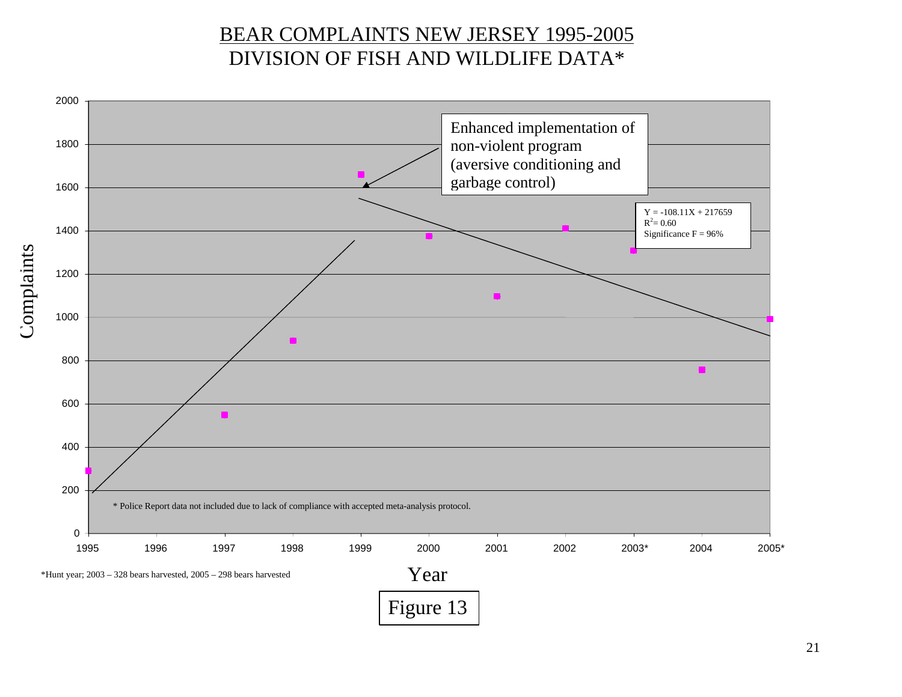# BEAR COMPLAINTS NEW JERSEY 1995-2005

## DIVISION OF FISH AND WILDLIFE DATA*

Complaints

2000
1800
1600
1400
1200
1000
800
600
400
200
0

Enhanced implementation of non-violent program (aversive conditioning and garbage control)

$Y = -108.11X + 217659$
$R^2 = 0.60$
Significance F = 96%

* Police Report data not included due to lack of compliance with accepted meta-analysis protocol.

1995 1996 1997 1998 1999 2000 2001 2002 2003* 2004 2005*

Year

*Hunt year; 2003 – 328 bears harvested, 2005 – 298 bears harvested

Figure 13